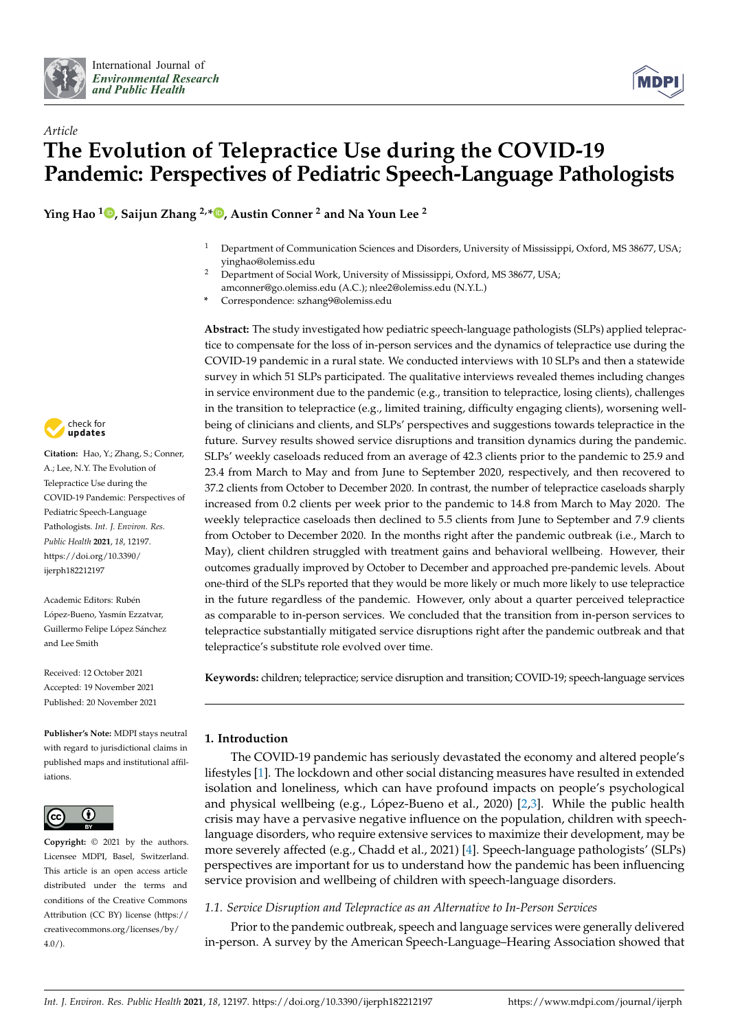International Journal of *Environmental Research and Public Health*

*Article*

# The Evolution of Telepractice Use during the COVID-19 Pandemic: Perspectives of Pediatric Speech-Language Pathologists

**Ying Hao [1], Saijun Zhang [2,*], Austin Conner [2] and Na Youn Lee [2]**

[1] Department of Communication Sciences and Disorders, University of Mississippi, Oxford, MS 38677, USA; yinghao@olemiss.edu

[2] Department of Social Work, University of Mississippi, Oxford, MS 38677, USA; amconner@go.olemiss.edu (A.C.); nlee2@olemiss.edu (N.Y.L.)

\* Correspondence: szhang9@olemiss.edu

**Abstract:** The study investigated how pediatric speech-language pathologists (SLPs) applied telepractice to compensate for the loss of in-person services and the dynamics of telepractice use during the COVID-19 pandemic in a rural state. We conducted interviews with 10 SLPs and then a statewide survey in which 51 SLPs participated. The qualitative interviews revealed themes including changes in service environment due to the pandemic (e.g., transition to telepractice, losing clients), challenges in the transition to telepractice (e.g., limited training, difficulty engaging clients), worsening wellbeing of clinicians and clients, and SLPs' perspectives and suggestions towards telepractice in the future. Survey results showed service disruptions and transition dynamics during the pandemic. SLPs' weekly caseloads reduced from an average of 42.3 clients prior to the pandemic to 25.9 and 23.4 from March to May and from June to September 2020, respectively, and then recovered to 37.2 clients from October to December 2020. In contrast, the number of telepractice caseloads sharply increased from 0.2 clients per week prior to the pandemic to 14.8 from March to May 2020. The weekly telepractice caseloads then declined to 5.5 clients from June to September and 7.9 clients from October to December 2020. In the months right after the pandemic outbreak (i.e., March to May), client children struggled with treatment gains and behavioral wellbeing. However, their outcomes gradually improved by October to December and approached pre-pandemic levels. About one-third of the SLPs reported that they would be more likely or much more likely to use telepractice in the future regardless of the pandemic. However, only about a quarter perceived telepractice as comparable to in-person services. We concluded that the transition from in-person services to telepractice substantially mitigated service disruptions right after the pandemic outbreak and that telepractice's substitute role evolved over time.

**Keywords:** children; telepractice; service disruption and transition; COVID-19; speech-language services

**Citation:** Hao, Y.; Zhang, S.; Conner, A.; Lee, N.Y. The Evolution of Telepractice Use during the COVID-19 Pandemic: Perspectives of Pediatric Speech-Language Pathologists. *Int. J. Environ. Res. Public Health* **2021**, *18*, 12197. https://doi.org/10.3390/ijerph182212197

Academic Editors: Rubén López-Bueno, Yasmín Ezzatvar, Guillermo Felipe López Sánchez and Lee Smith

Received: 12 October 2021
Accepted: 19 November 2021
Published: 20 November 2021

**Publisher's Note:** MDPI stays neutral with regard to jurisdictional claims in published maps and institutional affiliations.

**Copyright:** © 2021 by the authors. Licensee MDPI, Basel, Switzerland. This article is an open access article distributed under the terms and conditions of the Creative Commons Attribution (CC BY) license (https://creativecommons.org/licenses/by/4.0/).

## 1. Introduction

The COVID-19 pandemic has seriously devastated the economy and altered people's lifestyles [1]. The lockdown and other social distancing measures have resulted in extended isolation and loneliness, which can have profound impacts on people's psychological and physical wellbeing (e.g., López-Bueno et al., 2020) [2,3]. While the public health crisis may have a pervasive negative influence on the population, children with speech-language disorders, who require extensive services to maximize their development, may be more severely affected (e.g., Chadd et al., 2021) [4]. Speech-language pathologists' (SLPs) perspectives are important for us to understand how the pandemic has been influencing service provision and wellbeing of children with speech-language disorders.

### *1.1. Service Disruption and Telepractice as an Alternative to In-Person Services*

Prior to the pandemic outbreak, speech and language services were generally delivered in-person. A survey by the American Speech-Language–Hearing Association showed that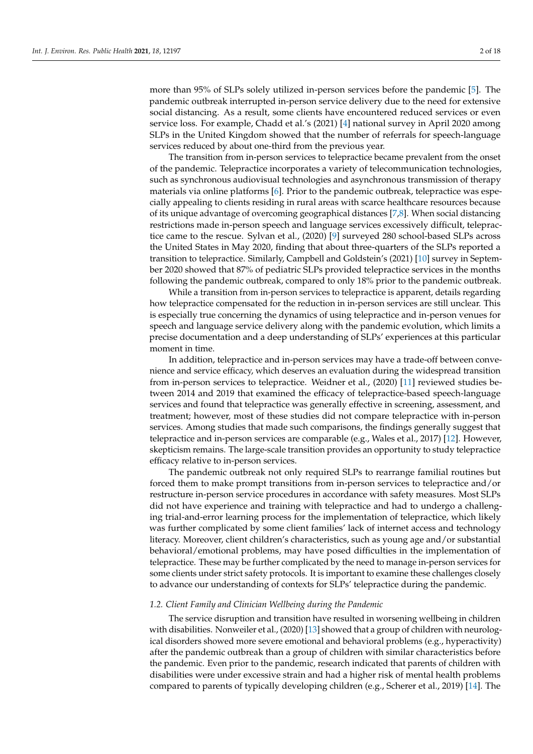more than 95% of SLPs solely utilized in-person services before the pandemic [5]. The pandemic outbreak interrupted in-person service delivery due to the need for extensive social distancing. As a result, some clients have encountered reduced services or even service loss. For example, Chadd et al.'s (2021) [4] national survey in April 2020 among SLPs in the United Kingdom showed that the number of referrals for speech-language services reduced by about one-third from the previous year.

The transition from in-person services to telepractice became prevalent from the onset of the pandemic. Telepractice incorporates a variety of telecommunication technologies, such as synchronous audiovisual technologies and asynchronous transmission of therapy materials via online platforms [6]. Prior to the pandemic outbreak, telepractice was especially appealing to clients residing in rural areas with scarce healthcare resources because of its unique advantage of overcoming geographical distances [7,8]. When social distancing restrictions made in-person speech and language services excessively difficult, telepractice came to the rescue. Sylvan et al., (2020) [9] surveyed 280 school-based SLPs across the United States in May 2020, finding that about three-quarters of the SLPs reported a transition to telepractice. Similarly, Campbell and Goldstein's (2021) [10] survey in September 2020 showed that 87% of pediatric SLPs provided telepractice services in the months following the pandemic outbreak, compared to only 18% prior to the pandemic outbreak.

While a transition from in-person services to telepractice is apparent, details regarding how telepractice compensated for the reduction in in-person services are still unclear. This is especially true concerning the dynamics of using telepractice and in-person venues for speech and language service delivery along with the pandemic evolution, which limits a precise documentation and a deep understanding of SLPs' experiences at this particular moment in time.

In addition, telepractice and in-person services may have a trade-off between convenience and service efficacy, which deserves an evaluation during the widespread transition from in-person services to telepractice. Weidner et al., (2020) [11] reviewed studies between 2014 and 2019 that examined the efficacy of telepractice-based speech-language services and found that telepractice was generally effective in screening, assessment, and treatment; however, most of these studies did not compare telepractice with in-person services. Among studies that made such comparisons, the findings generally suggest that telepractice and in-person services are comparable (e.g., Wales et al., 2017) [12]. However, skepticism remains. The large-scale transition provides an opportunity to study telepractice efficacy relative to in-person services.

The pandemic outbreak not only required SLPs to rearrange familial routines but forced them to make prompt transitions from in-person services to telepractice and/or restructure in-person service procedures in accordance with safety measures. Most SLPs did not have experience and training with telepractice and had to undergo a challenging trial-and-error learning process for the implementation of telepractice, which likely was further complicated by some client families' lack of internet access and technology literacy. Moreover, client children's characteristics, such as young age and/or substantial behavioral/emotional problems, may have posed difficulties in the implementation of telepractice. These may be further complicated by the need to manage in-person services for some clients under strict safety protocols. It is important to examine these challenges closely to advance our understanding of contexts for SLPs' telepractice during the pandemic.

### *1.2. Client Family and Clinician Wellbeing during the Pandemic*

The service disruption and transition have resulted in worsening wellbeing in children with disabilities. Nonweiler et al., (2020) [13] showed that a group of children with neurological disorders showed more severe emotional and behavioral problems (e.g., hyperactivity) after the pandemic outbreak than a group of children with similar characteristics before the pandemic. Even prior to the pandemic, research indicated that parents of children with disabilities were under excessive strain and had a higher risk of mental health problems compared to parents of typically developing children (e.g., Scherer et al., 2019) [14]. The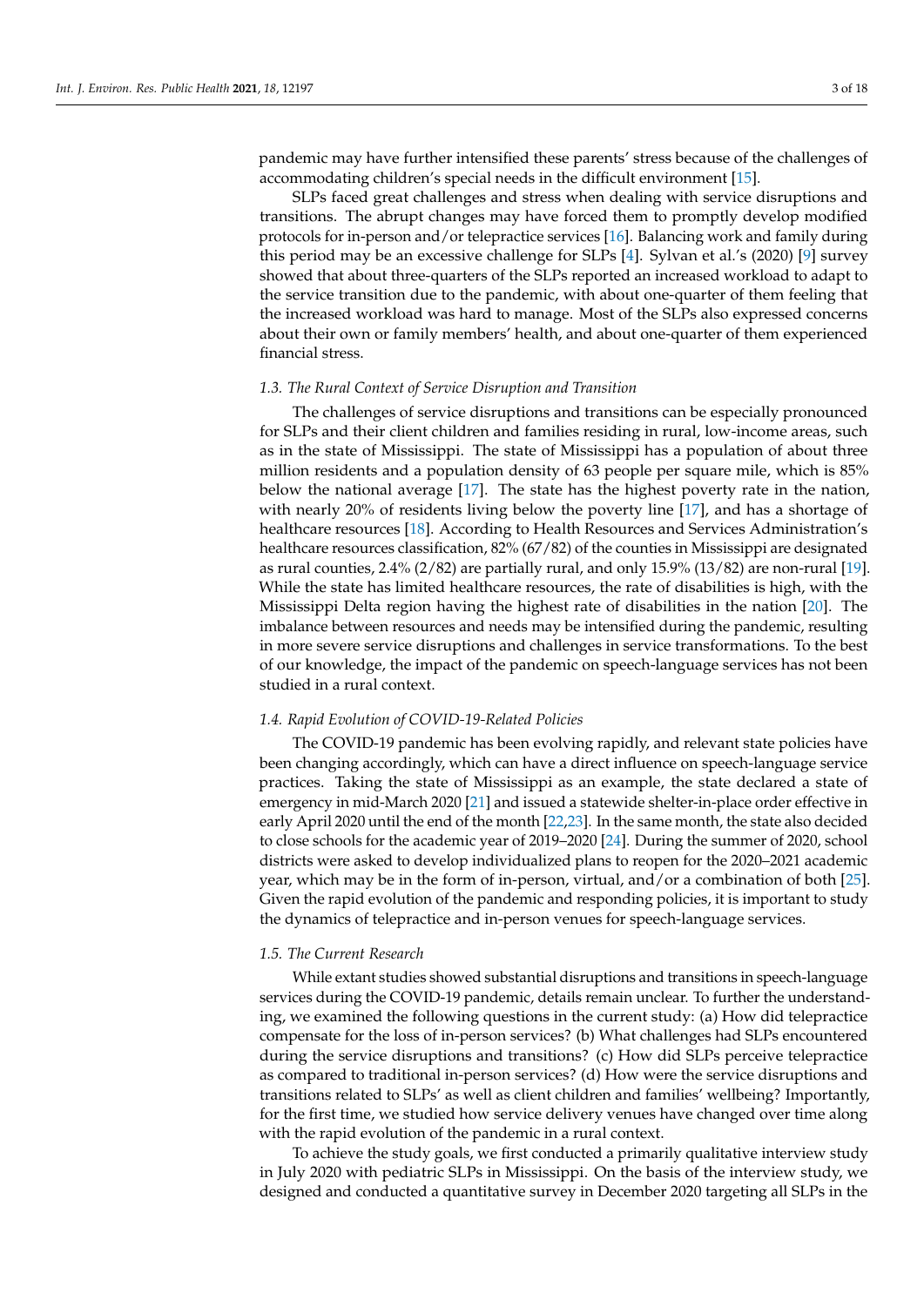pandemic may have further intensified these parents' stress because of the challenges of accommodating children's special needs in the difficult environment [15].

SLPs faced great challenges and stress when dealing with service disruptions and transitions. The abrupt changes may have forced them to promptly develop modified protocols for in-person and/or telepractice services [16]. Balancing work and family during this period may be an excessive challenge for SLPs [4]. Sylvan et al.'s (2020) [9] survey showed that about three-quarters of the SLPs reported an increased workload to adapt to the service transition due to the pandemic, with about one-quarter of them feeling that the increased workload was hard to manage. Most of the SLPs also expressed concerns about their own or family members' health, and about one-quarter of them experienced financial stress.

### *1.3. The Rural Context of Service Disruption and Transition*

The challenges of service disruptions and transitions can be especially pronounced for SLPs and their client children and families residing in rural, low-income areas, such as in the state of Mississippi. The state of Mississippi has a population of about three million residents and a population density of 63 people per square mile, which is 85% below the national average [17]. The state has the highest poverty rate in the nation, with nearly 20% of residents living below the poverty line [17], and has a shortage of healthcare resources [18]. According to Health Resources and Services Administration's healthcare resources classification, 82% (67/82) of the counties in Mississippi are designated as rural counties, 2.4% (2/82) are partially rural, and only 15.9% (13/82) are non-rural [19]. While the state has limited healthcare resources, the rate of disabilities is high, with the Mississippi Delta region having the highest rate of disabilities in the nation [20]. The imbalance between resources and needs may be intensified during the pandemic, resulting in more severe service disruptions and challenges in service transformations. To the best of our knowledge, the impact of the pandemic on speech-language services has not been studied in a rural context.

### *1.4. Rapid Evolution of COVID-19-Related Policies*

The COVID-19 pandemic has been evolving rapidly, and relevant state policies have been changing accordingly, which can have a direct influence on speech-language service practices. Taking the state of Mississippi as an example, the state declared a state of emergency in mid-March 2020 [21] and issued a statewide shelter-in-place order effective in early April 2020 until the end of the month [22,23]. In the same month, the state also decided to close schools for the academic year of 2019–2020 [24]. During the summer of 2020, school districts were asked to develop individualized plans to reopen for the 2020–2021 academic year, which may be in the form of in-person, virtual, and/or a combination of both [25]. Given the rapid evolution of the pandemic and responding policies, it is important to study the dynamics of telepractice and in-person venues for speech-language services.

### *1.5. The Current Research*

While extant studies showed substantial disruptions and transitions in speech-language services during the COVID-19 pandemic, details remain unclear. To further the understanding, we examined the following questions in the current study: (a) How did telepractice compensate for the loss of in-person services? (b) What challenges had SLPs encountered during the service disruptions and transitions? (c) How did SLPs perceive telepractice as compared to traditional in-person services? (d) How were the service disruptions and transitions related to SLPs' as well as client children and families' wellbeing? Importantly, for the first time, we studied how service delivery venues have changed over time along with the rapid evolution of the pandemic in a rural context.

To achieve the study goals, we first conducted a primarily qualitative interview study in July 2020 with pediatric SLPs in Mississippi. On the basis of the interview study, we designed and conducted a quantitative survey in December 2020 targeting all SLPs in the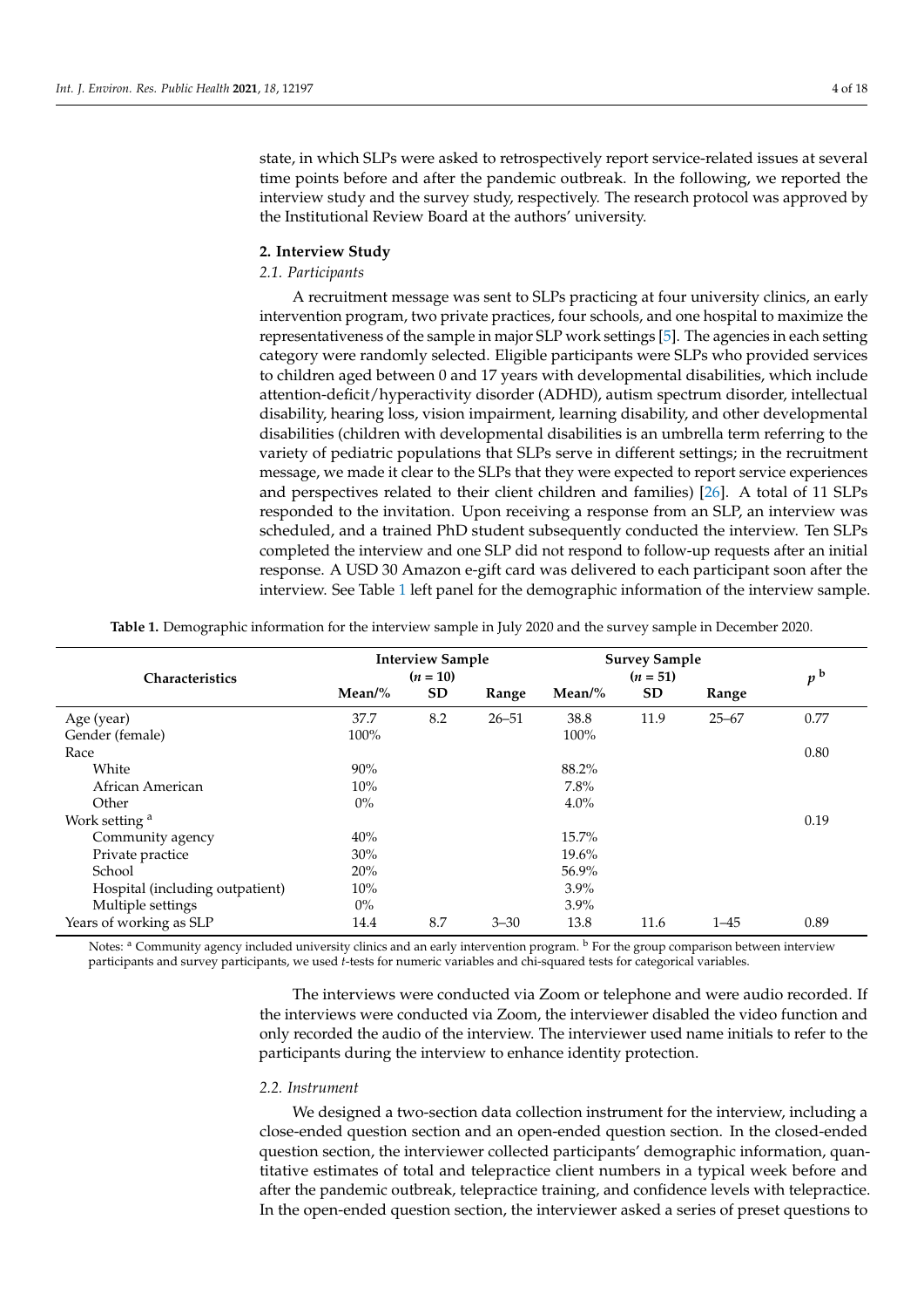state, in which SLPs were asked to retrospectively report service-related issues at several time points before and after the pandemic outbreak. In the following, we reported the interview study and the survey study, respectively. The research protocol was approved by the Institutional Review Board at the authors' university.

## 2. Interview Study

### *2.1. Participants*

A recruitment message was sent to SLPs practicing at four university clinics, an early intervention program, two private practices, four schools, and one hospital to maximize the representativeness of the sample in major SLP work settings [5]. The agencies in each setting category were randomly selected. Eligible participants were SLPs who provided services to children aged between 0 and 17 years with developmental disabilities, which include attention-deficit/hyperactivity disorder (ADHD), autism spectrum disorder, intellectual disability, hearing loss, vision impairment, learning disability, and other developmental disabilities (children with developmental disabilities is an umbrella term referring to the variety of pediatric populations that SLPs serve in different settings; in the recruitment message, we made it clear to the SLPs that they were expected to report service experiences and perspectives related to their client children and families) [26]. A total of 11 SLPs responded to the invitation. Upon receiving a response from an SLP, an interview was scheduled, and a trained PhD student subsequently conducted the interview. Ten SLPs completed the interview and one SLP did not respond to follow-up requests after an initial response. A USD 30 Amazon e-gift card was delivered to each participant soon after the interview. See Table 1 left panel for the demographic information of the interview sample.

**Table 1.** Demographic information for the interview sample in July 2020 and the survey sample in December 2020.

| Characteristics | Interview Sample ($n$ = 10) | | | Survey Sample ($n$ = 51) | | | $p$ [b] |
|---|---|---|---|---|---|---|---|
| | Mean/% | SD | Range | Mean/% | SD | Range | |
| Age (year) | 37.7 | 8.2 | 26–51 | 38.8 | 11.9 | 25–67 | 0.77 |
| Gender (female) | 100% | | | 100% | | | |
| Race | | | | | | | 0.80 |
| White | 90% | | | 88.2% | | | |
| African American | 10% | | | 7.8% | | | |
| Other | 0% | | | 4.0% | | | |
| Work setting [a] | | | | | | | 0.19 |
| Community agency | 40% | | | 15.7% | | | |
| Private practice | 30% | | | 19.6% | | | |
| School | 20% | | | 56.9% | | | |
| Hospital (including outpatient) | 10% | | | 3.9% | | | |
| Multiple settings | 0% | | | 3.9% | | | |
| Years of working as SLP | 14.4 | 8.7 | 3–30 | 13.8 | 11.6 | 1–45 | 0.89 |

Notes: [a] Community agency included university clinics and an early intervention program. [b] For the group comparison between interview participants and survey participants, we used $t$-tests for numeric variables and chi-squared tests for categorical variables.

The interviews were conducted via Zoom or telephone and were audio recorded. If the interviews were conducted via Zoom, the interviewer disabled the video function and only recorded the audio of the interview. The interviewer used name initials to refer to the participants during the interview to enhance identity protection.

### *2.2. Instrument*

We designed a two-section data collection instrument for the interview, including a close-ended question section and an open-ended question section. In the closed-ended question section, the interviewer collected participants' demographic information, quantitative estimates of total and telepractice client numbers in a typical week before and after the pandemic outbreak, telepractice training, and confidence levels with telepractice. In the open-ended question section, the interviewer asked a series of preset questions to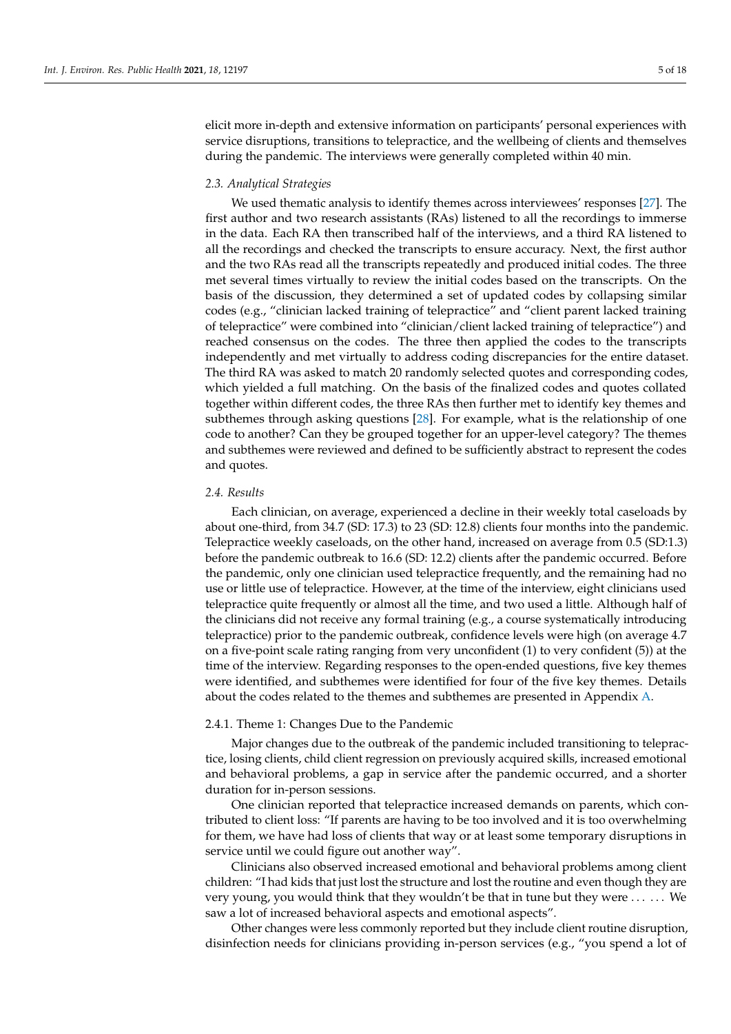elicit more in-depth and extensive information on participants' personal experiences with service disruptions, transitions to telepractice, and the wellbeing of clients and themselves during the pandemic. The interviews were generally completed within 40 min.

### 2.3. Analytical Strategies

We used thematic analysis to identify themes across interviewees' responses [27]. The first author and two research assistants (RAs) listened to all the recordings to immerse in the data. Each RA then transcribed half of the interviews, and a third RA listened to all the recordings and checked the transcripts to ensure accuracy. Next, the first author and the two RAs read all the transcripts repeatedly and produced initial codes. The three met several times virtually to review the initial codes based on the transcripts. On the basis of the discussion, they determined a set of updated codes by collapsing similar codes (e.g., "clinician lacked training of telepractice" and "client parent lacked training of telepractice" were combined into "clinician/client lacked training of telepractice") and reached consensus on the codes. The three then applied the codes to the transcripts independently and met virtually to address coding discrepancies for the entire dataset. The third RA was asked to match 20 randomly selected quotes and corresponding codes, which yielded a full matching. On the basis of the finalized codes and quotes collated together within different codes, the three RAs then further met to identify key themes and subthemes through asking questions [28]. For example, what is the relationship of one code to another? Can they be grouped together for an upper-level category? The themes and subthemes were reviewed and defined to be sufficiently abstract to represent the codes and quotes.

### 2.4. Results

Each clinician, on average, experienced a decline in their weekly total caseloads by about one-third, from 34.7 (SD: 17.3) to 23 (SD: 12.8) clients four months into the pandemic. Telepractice weekly caseloads, on the other hand, increased on average from 0.5 (SD:1.3) before the pandemic outbreak to 16.6 (SD: 12.2) clients after the pandemic occurred. Before the pandemic, only one clinician used telepractice frequently, and the remaining had no use or little use of telepractice. However, at the time of the interview, eight clinicians used telepractice quite frequently or almost all the time, and two used a little. Although half of the clinicians did not receive any formal training (e.g., a course systematically introducing telepractice) prior to the pandemic outbreak, confidence levels were high (on average 4.7 on a five-point scale rating ranging from very unconfident (1) to very confident (5)) at the time of the interview. Regarding responses to the open-ended questions, five key themes were identified, and subthemes were identified for four of the five key themes. Details about the codes related to the themes and subthemes are presented in Appendix A.

#### 2.4.1. Theme 1: Changes Due to the Pandemic

Major changes due to the outbreak of the pandemic included transitioning to telepractice, losing clients, child client regression on previously acquired skills, increased emotional and behavioral problems, a gap in service after the pandemic occurred, and a shorter duration for in-person sessions.

One clinician reported that telepractice increased demands on parents, which contributed to client loss: "If parents are having to be too involved and it is too overwhelming for them, we have had loss of clients that way or at least some temporary disruptions in service until we could figure out another way".

Clinicians also observed increased emotional and behavioral problems among client children: "I had kids that just lost the structure and lost the routine and even though they are very young, you would think that they wouldn't be that in tune but they were . . . . . . We saw a lot of increased behavioral aspects and emotional aspects".

Other changes were less commonly reported but they include client routine disruption, disinfection needs for clinicians providing in-person services (e.g., "you spend a lot of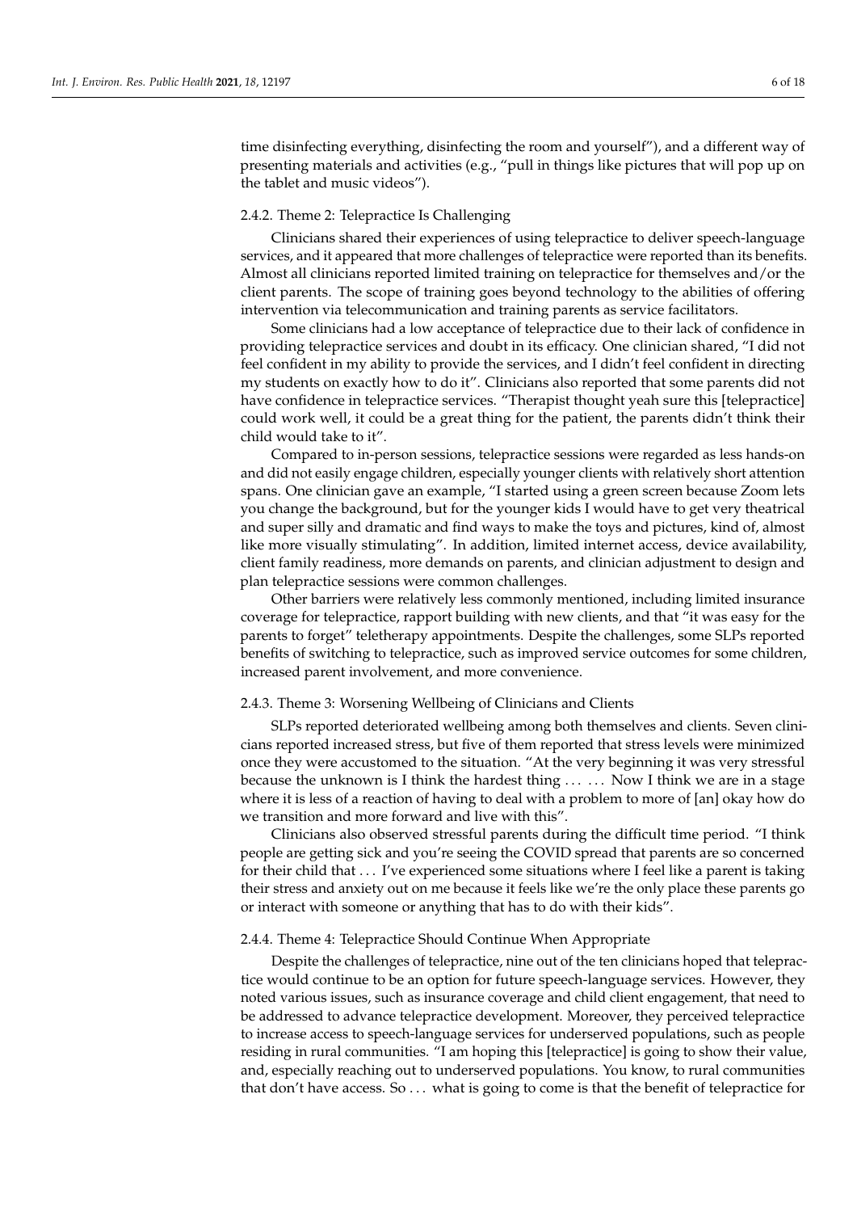time disinfecting everything, disinfecting the room and yourself"), and a different way of presenting materials and activities (e.g., "pull in things like pictures that will pop up on the tablet and music videos").

#### 2.4.2. Theme 2: Telepractice Is Challenging

Clinicians shared their experiences of using telepractice to deliver speech-language services, and it appeared that more challenges of telepractice were reported than its benefits. Almost all clinicians reported limited training on telepractice for themselves and/or the client parents. The scope of training goes beyond technology to the abilities of offering intervention via telecommunication and training parents as service facilitators.

Some clinicians had a low acceptance of telepractice due to their lack of confidence in providing telepractice services and doubt in its efficacy. One clinician shared, "I did not feel confident in my ability to provide the services, and I didn't feel confident in directing my students on exactly how to do it". Clinicians also reported that some parents did not have confidence in telepractice services. "Therapist thought yeah sure this [telepractice] could work well, it could be a great thing for the patient, the parents didn't think their child would take to it".

Compared to in-person sessions, telepractice sessions were regarded as less hands-on and did not easily engage children, especially younger clients with relatively short attention spans. One clinician gave an example, "I started using a green screen because Zoom lets you change the background, but for the younger kids I would have to get very theatrical and super silly and dramatic and find ways to make the toys and pictures, kind of, almost like more visually stimulating". In addition, limited internet access, device availability, client family readiness, more demands on parents, and clinician adjustment to design and plan telepractice sessions were common challenges.

Other barriers were relatively less commonly mentioned, including limited insurance coverage for telepractice, rapport building with new clients, and that "it was easy for the parents to forget" teletherapy appointments. Despite the challenges, some SLPs reported benefits of switching to telepractice, such as improved service outcomes for some children, increased parent involvement, and more convenience.

#### 2.4.3. Theme 3: Worsening Wellbeing of Clinicians and Clients

SLPs reported deteriorated wellbeing among both themselves and clients. Seven clinicians reported increased stress, but five of them reported that stress levels were minimized once they were accustomed to the situation. "At the very beginning it was very stressful because the unknown is I think the hardest thing ... ... Now I think we are in a stage where it is less of a reaction of having to deal with a problem to more of [an] okay how do we transition and more forward and live with this".

Clinicians also observed stressful parents during the difficult time period. "I think people are getting sick and you're seeing the COVID spread that parents are so concerned for their child that ... I've experienced some situations where I feel like a parent is taking their stress and anxiety out on me because it feels like we're the only place these parents go or interact with someone or anything that has to do with their kids".

#### 2.4.4. Theme 4: Telepractice Should Continue When Appropriate

Despite the challenges of telepractice, nine out of the ten clinicians hoped that telepractice would continue to be an option for future speech-language services. However, they noted various issues, such as insurance coverage and child client engagement, that need to be addressed to advance telepractice development. Moreover, they perceived telepractice to increase access to speech-language services for underserved populations, such as people residing in rural communities. "I am hoping this [telepractice] is going to show their value, and, especially reaching out to underserved populations. You know, to rural communities that don't have access. So ... what is going to come is that the benefit of telepractice for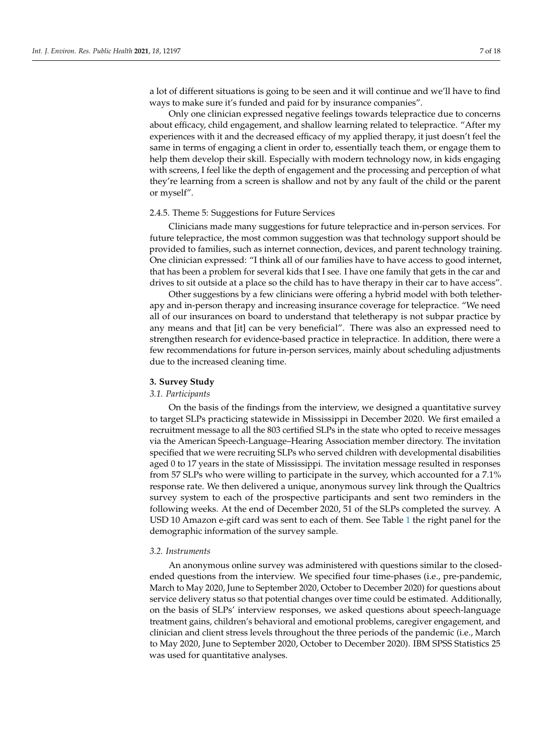a lot of different situations is going to be seen and it will continue and we'll have to find ways to make sure it's funded and paid for by insurance companies".

Only one clinician expressed negative feelings towards telepractice due to concerns about efficacy, child engagement, and shallow learning related to telepractice. "After my experiences with it and the decreased efficacy of my applied therapy, it just doesn't feel the same in terms of engaging a client in order to, essentially teach them, or engage them to help them develop their skill. Especially with modern technology now, in kids engaging with screens, I feel like the depth of engagement and the processing and perception of what they're learning from a screen is shallow and not by any fault of the child or the parent or myself".

#### 2.4.5. Theme 5: Suggestions for Future Services

Clinicians made many suggestions for future telepractice and in-person services. For future telepractice, the most common suggestion was that technology support should be provided to families, such as internet connection, devices, and parent technology training. One clinician expressed: "I think all of our families have to have access to good internet, that has been a problem for several kids that I see. I have one family that gets in the car and drives to sit outside at a place so the child has to have therapy in their car to have access".

Other suggestions by a few clinicians were offering a hybrid model with both teletherapy and in-person therapy and increasing insurance coverage for telepractice. "We need all of our insurances on board to understand that teletherapy is not subpar practice by any means and that [it] can be very beneficial". There was also an expressed need to strengthen research for evidence-based practice in telepractice. In addition, there were a few recommendations for future in-person services, mainly about scheduling adjustments due to the increased cleaning time.

## 3. Survey Study

### *3.1. Participants*

On the basis of the findings from the interview, we designed a quantitative survey to target SLPs practicing statewide in Mississippi in December 2020. We first emailed a recruitment message to all the 803 certified SLPs in the state who opted to receive messages via the American Speech-Language–Hearing Association member directory. The invitation specified that we were recruiting SLPs who served children with developmental disabilities aged 0 to 17 years in the state of Mississippi. The invitation message resulted in responses from 57 SLPs who were willing to participate in the survey, which accounted for a 7.1% response rate. We then delivered a unique, anonymous survey link through the Qualtrics survey system to each of the prospective participants and sent two reminders in the following weeks. At the end of December 2020, 51 of the SLPs completed the survey. A USD 10 Amazon e-gift card was sent to each of them. See Table 1 the right panel for the demographic information of the survey sample.

### *3.2. Instruments*

An anonymous online survey was administered with questions similar to the closed-ended questions from the interview. We specified four time-phases (i.e., pre-pandemic, March to May 2020, June to September 2020, October to December 2020) for questions about service delivery status so that potential changes over time could be estimated. Additionally, on the basis of SLPs' interview responses, we asked questions about speech-language treatment gains, children's behavioral and emotional problems, caregiver engagement, and clinician and client stress levels throughout the three periods of the pandemic (i.e., March to May 2020, June to September 2020, October to December 2020). IBM SPSS Statistics 25 was used for quantitative analyses.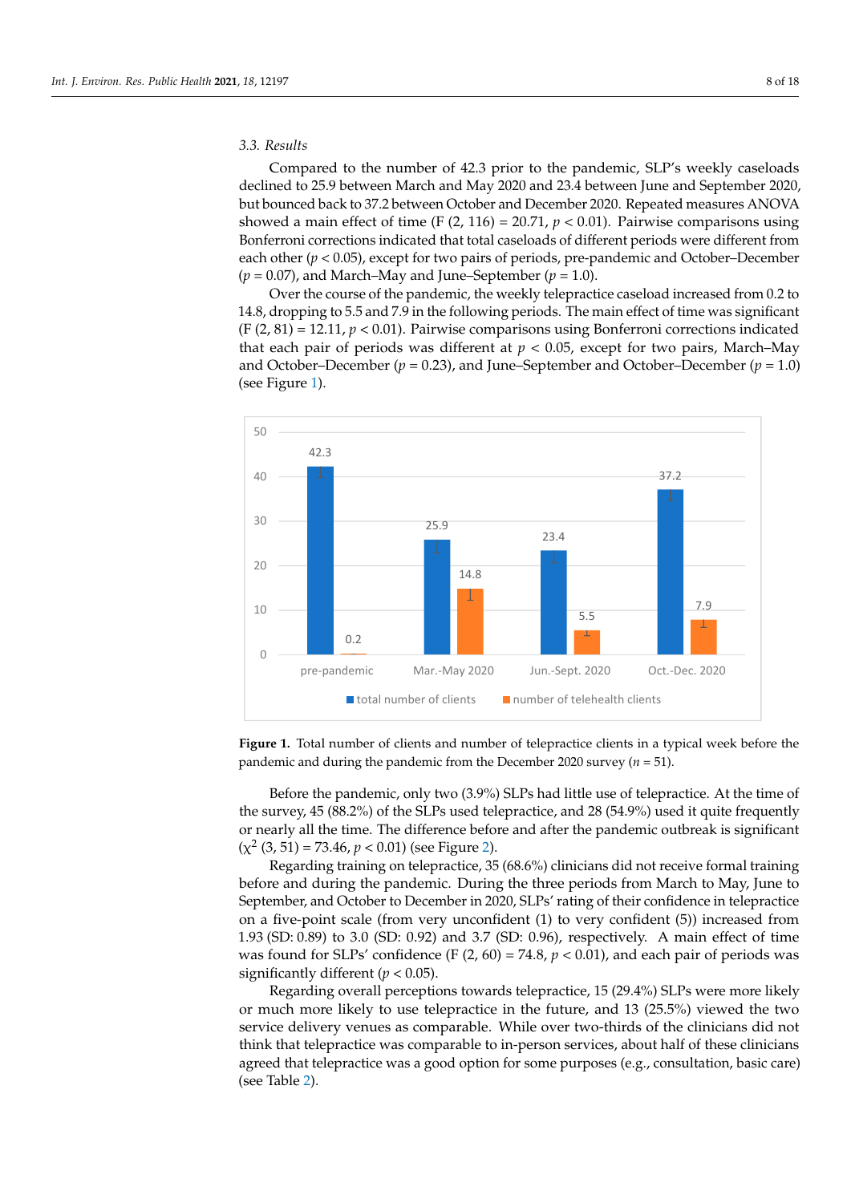### 3.3. Results

Compared to the number of 42.3 prior to the pandemic, SLP's weekly caseloads declined to 25.9 between March and May 2020 and 23.4 between June and September 2020, but bounced back to 37.2 between October and December 2020. Repeated measures ANOVA showed a main effect of time (F (2, 116) = 20.71, $p < 0.01$). Pairwise comparisons using Bonferroni corrections indicated that total caseloads of different periods were different from each other ($p < 0.05$), except for two pairs of periods, pre-pandemic and October–December ($p = 0.07$), and March–May and June–September ($p = 1.0$).

Over the course of the pandemic, the weekly telepractice caseload increased from 0.2 to 14.8, dropping to 5.5 and 7.9 in the following periods. The main effect of time was significant (F (2, 81) = 12.11, $p < 0.01$). Pairwise comparisons using Bonferroni corrections indicated that each pair of periods was different at $p < 0.05$, except for two pairs, March–May and October–December ($p = 0.23$), and June–September and October–December ($p = 1.0$) (see Figure 1).

**Figure 1.** Total number of clients and number of telepractice clients in a typical week before the pandemic and during the pandemic from the December 2020 survey ($n = 51$).

Before the pandemic, only two (3.9%) SLPs had little use of telepractice. At the time of the survey, 45 (88.2%) of the SLPs used telepractice, and 28 (54.9%) used it quite frequently or nearly all the time. The difference before and after the pandemic outbreak is significant ($\chi^2$ (3, 51) = 73.46, $p < 0.01$) (see Figure 2).

Regarding training on telepractice, 35 (68.6%) clinicians did not receive formal training before and during the pandemic. During the three periods from March to May, June to September, and October to December in 2020, SLPs' rating of their confidence in telepractice on a five-point scale (from very unconfident (1) to very confident (5)) increased from 1.93 (SD: 0.89) to 3.0 (SD: 0.92) and 3.7 (SD: 0.96), respectively. A main effect of time was found for SLPs' confidence (F (2, 60) = 74.8, $p < 0.01$), and each pair of periods was significantly different ($p < 0.05$).

Regarding overall perceptions towards telepractice, 15 (29.4%) SLPs were more likely or much more likely to use telepractice in the future, and 13 (25.5%) viewed the two service delivery venues as comparable. While over two-thirds of the clinicians did not think that telepractice was comparable to in-person services, about half of these clinicians agreed that telepractice was a good option for some purposes (e.g., consultation, basic care) (see Table 2).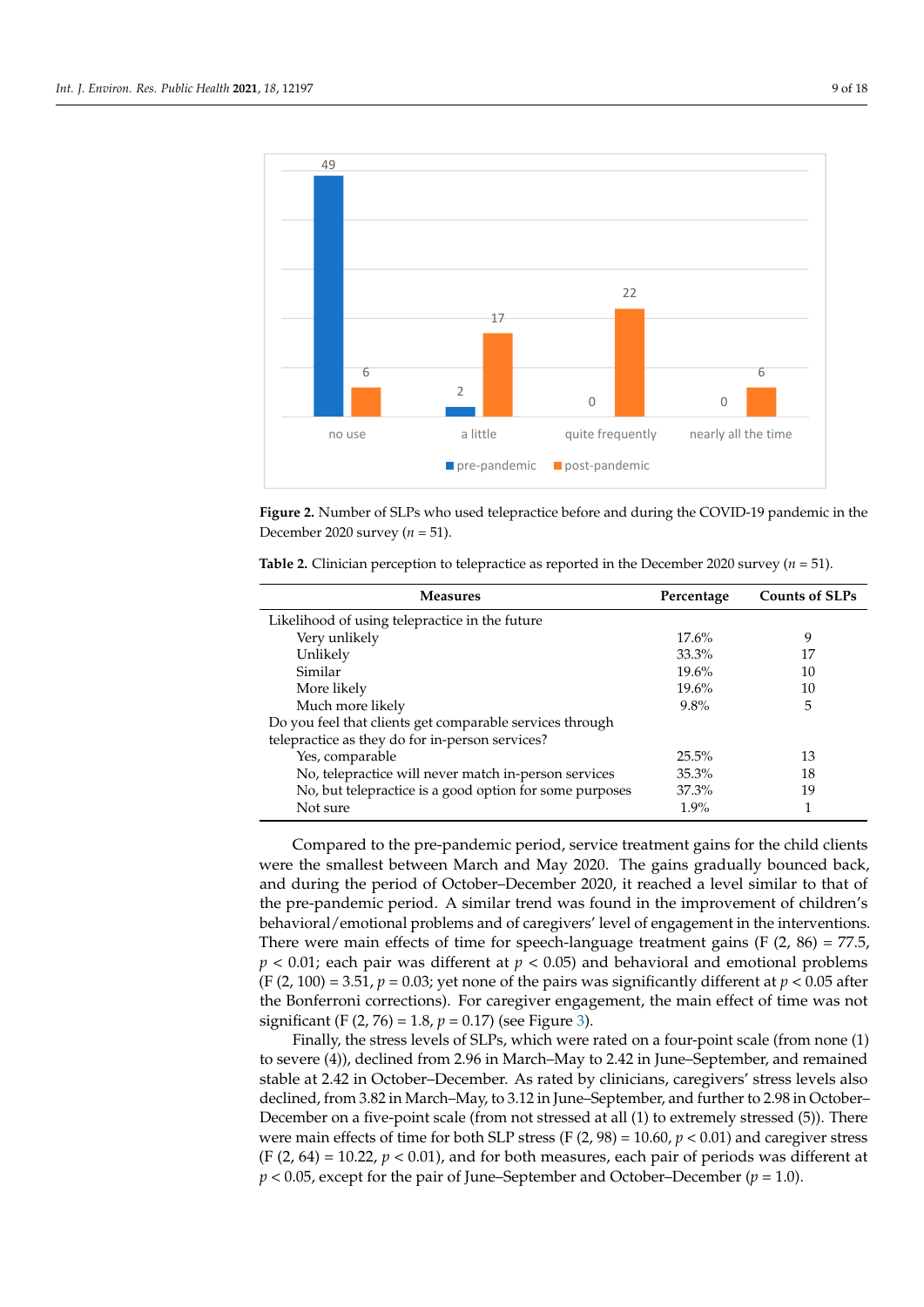Figure 2. Number of SLPs who used telepractice before and during the COVID-19 pandemic in the December 2020 survey ($n$ = 51).

**Table 2.** Clinician perception to telepractice as reported in the December 2020 survey ($n$ = 51).

| Measures | Percentage | Counts of SLPs |
|---|---|---|
| Likelihood of using telepractice in the future | | |
| Very unlikely | 17.6% | 9 |
| Unlikely | 33.3% | 17 |
| Similar | 19.6% | 10 |
| More likely | 19.6% | 10 |
| Much more likely | 9.8% | 5 |
| Do you feel that clients get comparable services through telepractice as they do for in-person services? | | |
| Yes, comparable | 25.5% | 13 |
| No, telepractice will never match in-person services | 35.3% | 18 |
| No, but telepractice is a good option for some purposes | 37.3% | 19 |
| Not sure | 1.9% | 1 |

Compared to the pre-pandemic period, service treatment gains for the child clients were the smallest between March and May 2020. The gains gradually bounced back, and during the period of October–December 2020, it reached a level similar to that of the pre-pandemic period. A similar trend was found in the improvement of children's behavioral/emotional problems and of caregivers' level of engagement in the interventions. There were main effects of time for speech-language treatment gains ($F$ (2, 86) = 77.5, $p < 0.01$; each pair was different at $p < 0.05$) and behavioral and emotional problems ($F$ (2, 100) = 3.51, $p = 0.03$; yet none of the pairs was significantly different at $p < 0.05$ after the Bonferroni corrections). For caregiver engagement, the main effect of time was not significant ($F$ (2, 76) = 1.8, $p = 0.17$) (see Figure 3).

Finally, the stress levels of SLPs, which were rated on a four-point scale (from none (1) to severe (4)), declined from 2.96 in March–May to 2.42 in June–September, and remained stable at 2.42 in October–December. As rated by clinicians, caregivers' stress levels also declined, from 3.82 in March–May, to 3.12 in June–September, and further to 2.98 in October–December on a five-point scale (from not stressed at all (1) to extremely stressed (5)). There were main effects of time for both SLP stress ($F$ (2, 98) = 10.60, $p < 0.01$) and caregiver stress ($F$ (2, 64) = 10.22, $p < 0.01$), and for both measures, each pair of periods was different at $p < 0.05$, except for the pair of June–September and October–December ($p = 1.0$).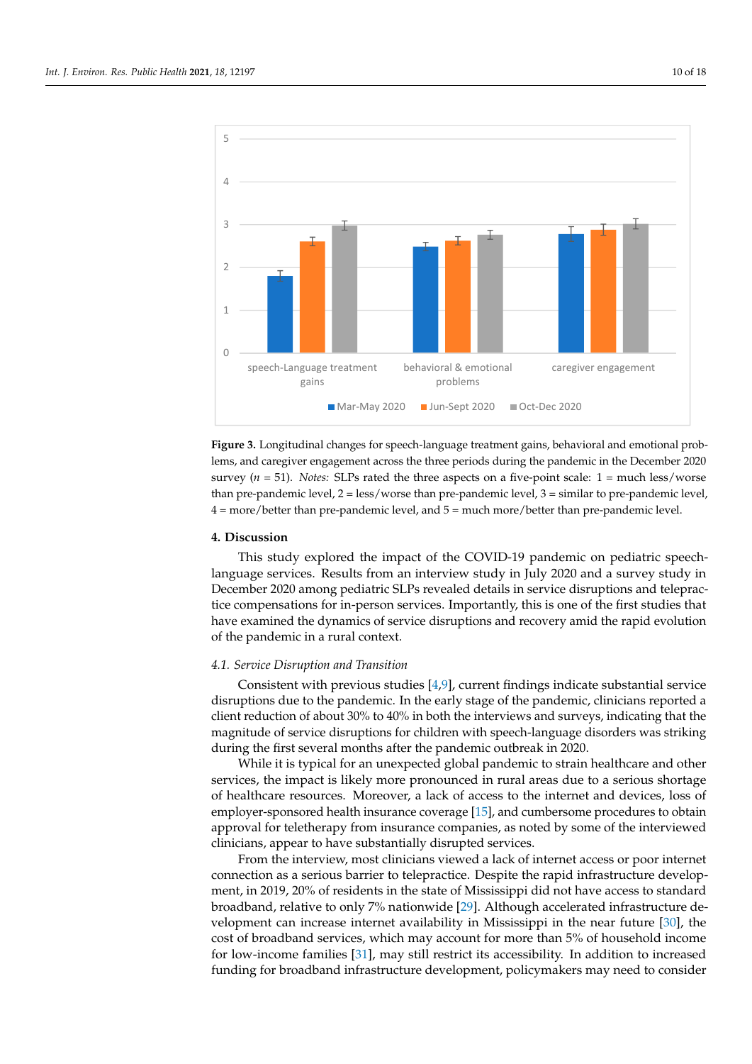**Figure 3.** Longitudinal changes for speech-language treatment gains, behavioral and emotional problems, and caregiver engagement across the three periods during the pandemic in the December 2020 survey ($n$ = 51). *Notes:* SLPs rated the three aspects on a five-point scale: 1 = much less/worse than pre-pandemic level, 2 = less/worse than pre-pandemic level, 3 = similar to pre-pandemic level, 4 = more/better than pre-pandemic level, and 5 = much more/better than pre-pandemic level.

## 4. Discussion

This study explored the impact of the COVID-19 pandemic on pediatric speech-language services. Results from an interview study in July 2020 and a survey study in December 2020 among pediatric SLPs revealed details in service disruptions and telepractice compensations for in-person services. Importantly, this is one of the first studies that have examined the dynamics of service disruptions and recovery amid the rapid evolution of the pandemic in a rural context.

### *4.1. Service Disruption and Transition*

Consistent with previous studies [4,9], current findings indicate substantial service disruptions due to the pandemic. In the early stage of the pandemic, clinicians reported a client reduction of about 30% to 40% in both the interviews and surveys, indicating that the magnitude of service disruptions for children with speech-language disorders was striking during the first several months after the pandemic outbreak in 2020.

While it is typical for an unexpected global pandemic to strain healthcare and other services, the impact is likely more pronounced in rural areas due to a serious shortage of healthcare resources. Moreover, a lack of access to the internet and devices, loss of employer-sponsored health insurance coverage [15], and cumbersome procedures to obtain approval for teletherapy from insurance companies, as noted by some of the interviewed clinicians, appear to have substantially disrupted services.

From the interview, most clinicians viewed a lack of internet access or poor internet connection as a serious barrier to telepractice. Despite the rapid infrastructure development, in 2019, 20% of residents in the state of Mississippi did not have access to standard broadband, relative to only 7% nationwide [29]. Although accelerated infrastructure development can increase internet availability in Mississippi in the near future [30], the cost of broadband services, which may account for more than 5% of household income for low-income families [31], may still restrict its accessibility. In addition to increased funding for broadband infrastructure development, policymakers may need to consider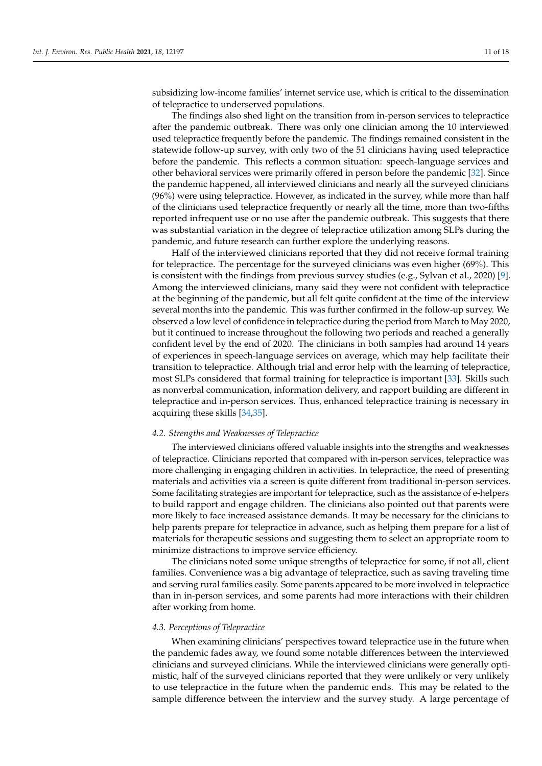subsidizing low-income families' internet service use, which is critical to the dissemination of telepractice to underserved populations.

The findings also shed light on the transition from in-person services to telepractice after the pandemic outbreak. There was only one clinician among the 10 interviewed used telepractice frequently before the pandemic. The findings remained consistent in the statewide follow-up survey, with only two of the 51 clinicians having used telepractice before the pandemic. This reflects a common situation: speech-language services and other behavioral services were primarily offered in person before the pandemic [32]. Since the pandemic happened, all interviewed clinicians and nearly all the surveyed clinicians (96%) were using telepractice. However, as indicated in the survey, while more than half of the clinicians used telepractice frequently or nearly all the time, more than two-fifths reported infrequent use or no use after the pandemic outbreak. This suggests that there was substantial variation in the degree of telepractice utilization among SLPs during the pandemic, and future research can further explore the underlying reasons.

Half of the interviewed clinicians reported that they did not receive formal training for telepractice. The percentage for the surveyed clinicians was even higher (69%). This is consistent with the findings from previous survey studies (e.g., Sylvan et al., 2020) [9]. Among the interviewed clinicians, many said they were not confident with telepractice at the beginning of the pandemic, but all felt quite confident at the time of the interview several months into the pandemic. This was further confirmed in the follow-up survey. We observed a low level of confidence in telepractice during the period from March to May 2020, but it continued to increase throughout the following two periods and reached a generally confident level by the end of 2020. The clinicians in both samples had around 14 years of experiences in speech-language services on average, which may help facilitate their transition to telepractice. Although trial and error help with the learning of telepractice, most SLPs considered that formal training for telepractice is important [33]. Skills such as nonverbal communication, information delivery, and rapport building are different in telepractice and in-person services. Thus, enhanced telepractice training is necessary in acquiring these skills [34,35].

### *4.2. Strengths and Weaknesses of Telepractice*

The interviewed clinicians offered valuable insights into the strengths and weaknesses of telepractice. Clinicians reported that compared with in-person services, telepractice was more challenging in engaging children in activities. In telepractice, the need of presenting materials and activities via a screen is quite different from traditional in-person services. Some facilitating strategies are important for telepractice, such as the assistance of e-helpers to build rapport and engage children. The clinicians also pointed out that parents were more likely to face increased assistance demands. It may be necessary for the clinicians to help parents prepare for telepractice in advance, such as helping them prepare for a list of materials for therapeutic sessions and suggesting them to select an appropriate room to minimize distractions to improve service efficiency.

The clinicians noted some unique strengths of telepractice for some, if not all, client families. Convenience was a big advantage of telepractice, such as saving traveling time and serving rural families easily. Some parents appeared to be more involved in telepractice than in in-person services, and some parents had more interactions with their children after working from home.

### *4.3. Perceptions of Telepractice*

When examining clinicians' perspectives toward telepractice use in the future when the pandemic fades away, we found some notable differences between the interviewed clinicians and surveyed clinicians. While the interviewed clinicians were generally optimistic, half of the surveyed clinicians reported that they were unlikely or very unlikely to use telepractice in the future when the pandemic ends. This may be related to the sample difference between the interview and the survey study. A large percentage of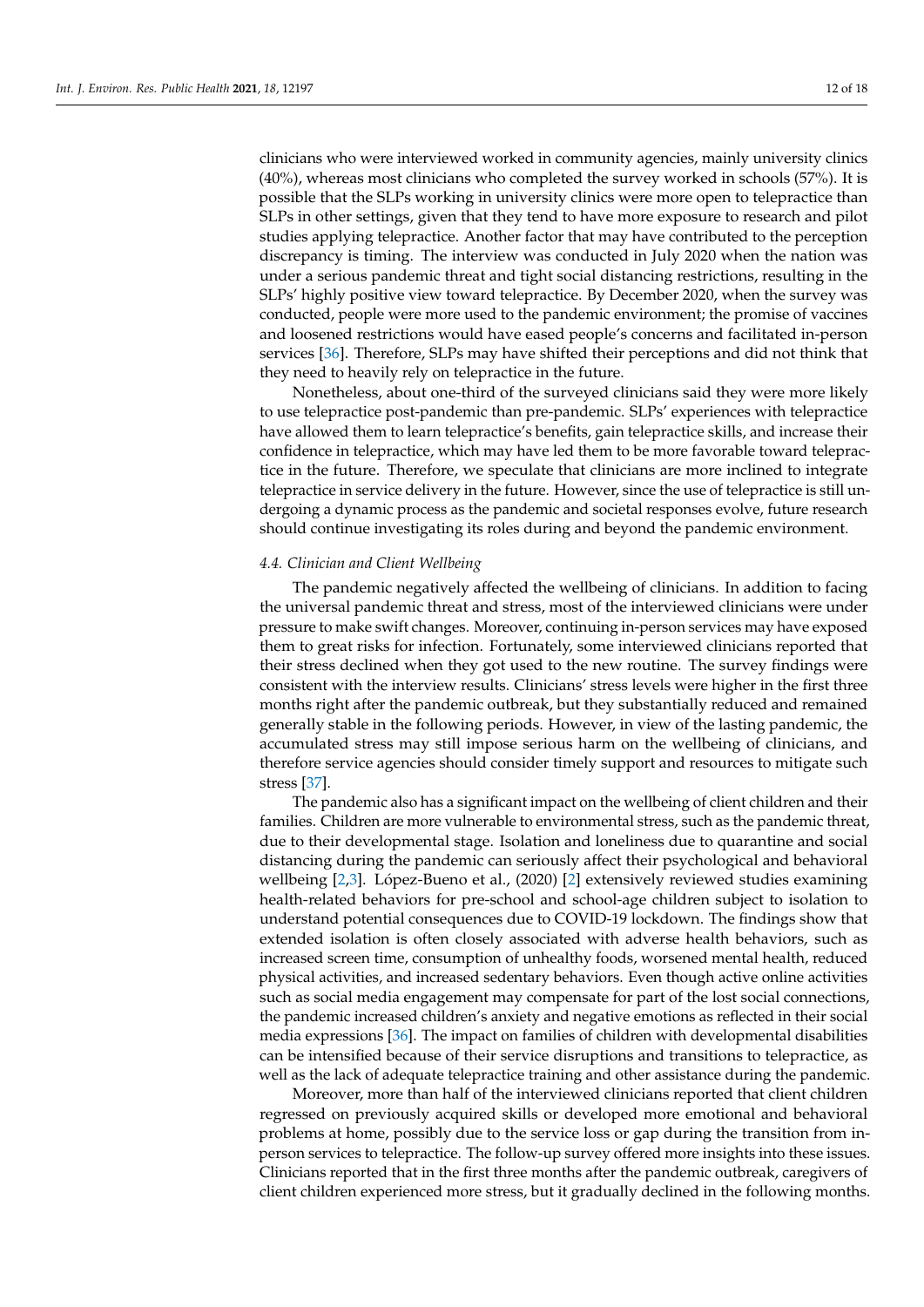clinicians who were interviewed worked in community agencies, mainly university clinics (40%), whereas most clinicians who completed the survey worked in schools (57%). It is possible that the SLPs working in university clinics were more open to telepractice than SLPs in other settings, given that they tend to have more exposure to research and pilot studies applying telepractice. Another factor that may have contributed to the perception discrepancy is timing. The interview was conducted in July 2020 when the nation was under a serious pandemic threat and tight social distancing restrictions, resulting in the SLPs' highly positive view toward telepractice. By December 2020, when the survey was conducted, people were more used to the pandemic environment; the promise of vaccines and loosened restrictions would have eased people's concerns and facilitated in-person services [36]. Therefore, SLPs may have shifted their perceptions and did not think that they need to heavily rely on telepractice in the future.

Nonetheless, about one-third of the surveyed clinicians said they were more likely to use telepractice post-pandemic than pre-pandemic. SLPs' experiences with telepractice have allowed them to learn telepractice's benefits, gain telepractice skills, and increase their confidence in telepractice, which may have led them to be more favorable toward telepractice in the future. Therefore, we speculate that clinicians are more inclined to integrate telepractice in service delivery in the future. However, since the use of telepractice is still undergoing a dynamic process as the pandemic and societal responses evolve, future research should continue investigating its roles during and beyond the pandemic environment.

### *4.4. Clinician and Client Wellbeing*

The pandemic negatively affected the wellbeing of clinicians. In addition to facing the universal pandemic threat and stress, most of the interviewed clinicians were under pressure to make swift changes. Moreover, continuing in-person services may have exposed them to great risks for infection. Fortunately, some interviewed clinicians reported that their stress declined when they got used to the new routine. The survey findings were consistent with the interview results. Clinicians' stress levels were higher in the first three months right after the pandemic outbreak, but they substantially reduced and remained generally stable in the following periods. However, in view of the lasting pandemic, the accumulated stress may still impose serious harm on the wellbeing of clinicians, and therefore service agencies should consider timely support and resources to mitigate such stress [37].

The pandemic also has a significant impact on the wellbeing of client children and their families. Children are more vulnerable to environmental stress, such as the pandemic threat, due to their developmental stage. Isolation and loneliness due to quarantine and social distancing during the pandemic can seriously affect their psychological and behavioral wellbeing [2,3]. López-Bueno et al., (2020) [2] extensively reviewed studies examining health-related behaviors for pre-school and school-age children subject to isolation to understand potential consequences due to COVID-19 lockdown. The findings show that extended isolation is often closely associated with adverse health behaviors, such as increased screen time, consumption of unhealthy foods, worsened mental health, reduced physical activities, and increased sedentary behaviors. Even though active online activities such as social media engagement may compensate for part of the lost social connections, the pandemic increased children's anxiety and negative emotions as reflected in their social media expressions [36]. The impact on families of children with developmental disabilities can be intensified because of their service disruptions and transitions to telepractice, as well as the lack of adequate telepractice training and other assistance during the pandemic.

Moreover, more than half of the interviewed clinicians reported that client children regressed on previously acquired skills or developed more emotional and behavioral problems at home, possibly due to the service loss or gap during the transition from in-person services to telepractice. The follow-up survey offered more insights into these issues. Clinicians reported that in the first three months after the pandemic outbreak, caregivers of client children experienced more stress, but it gradually declined in the following months.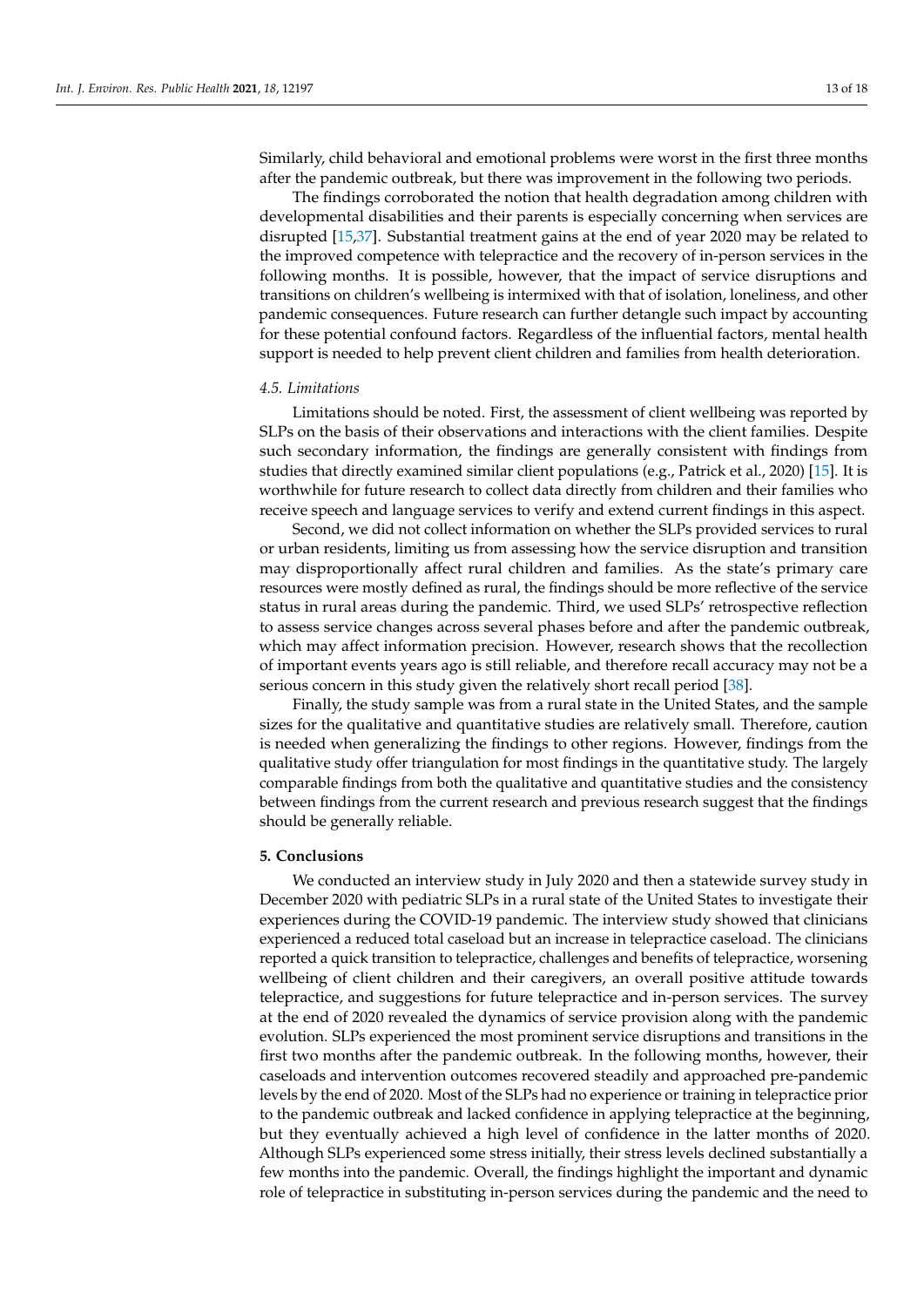Similarly, child behavioral and emotional problems were worst in the first three months after the pandemic outbreak, but there was improvement in the following two periods.

The findings corroborated the notion that health degradation among children with developmental disabilities and their parents is especially concerning when services are disrupted [15,37]. Substantial treatment gains at the end of year 2020 may be related to the improved competence with telepractice and the recovery of in-person services in the following months. It is possible, however, that the impact of service disruptions and transitions on children's wellbeing is intermixed with that of isolation, loneliness, and other pandemic consequences. Future research can further detangle such impact by accounting for these potential confound factors. Regardless of the influential factors, mental health support is needed to help prevent client children and families from health deterioration.

### *4.5. Limitations*

Limitations should be noted. First, the assessment of client wellbeing was reported by SLPs on the basis of their observations and interactions with the client families. Despite such secondary information, the findings are generally consistent with findings from studies that directly examined similar client populations (e.g., Patrick et al., 2020) [15]. It is worthwhile for future research to collect data directly from children and their families who receive speech and language services to verify and extend current findings in this aspect.

Second, we did not collect information on whether the SLPs provided services to rural or urban residents, limiting us from assessing how the service disruption and transition may disproportionally affect rural children and families. As the state's primary care resources were mostly defined as rural, the findings should be more reflective of the service status in rural areas during the pandemic. Third, we used SLPs' retrospective reflection to assess service changes across several phases before and after the pandemic outbreak, which may affect information precision. However, research shows that the recollection of important events years ago is still reliable, and therefore recall accuracy may not be a serious concern in this study given the relatively short recall period [38].

Finally, the study sample was from a rural state in the United States, and the sample sizes for the qualitative and quantitative studies are relatively small. Therefore, caution is needed when generalizing the findings to other regions. However, findings from the qualitative study offer triangulation for most findings in the quantitative study. The largely comparable findings from both the qualitative and quantitative studies and the consistency between findings from the current research and previous research suggest that the findings should be generally reliable.

## **5. Conclusions**

We conducted an interview study in July 2020 and then a statewide survey study in December 2020 with pediatric SLPs in a rural state of the United States to investigate their experiences during the COVID-19 pandemic. The interview study showed that clinicians experienced a reduced total caseload but an increase in telepractice caseload. The clinicians reported a quick transition to telepractice, challenges and benefits of telepractice, worsening wellbeing of client children and their caregivers, an overall positive attitude towards telepractice, and suggestions for future telepractice and in-person services. The survey at the end of 2020 revealed the dynamics of service provision along with the pandemic evolution. SLPs experienced the most prominent service disruptions and transitions in the first two months after the pandemic outbreak. In the following months, however, their caseloads and intervention outcomes recovered steadily and approached pre-pandemic levels by the end of 2020. Most of the SLPs had no experience or training in telepractice prior to the pandemic outbreak and lacked confidence in applying telepractice at the beginning, but they eventually achieved a high level of confidence in the latter months of 2020. Although SLPs experienced some stress initially, their stress levels declined substantially a few months into the pandemic. Overall, the findings highlight the important and dynamic role of telepractice in substituting in-person services during the pandemic and the need to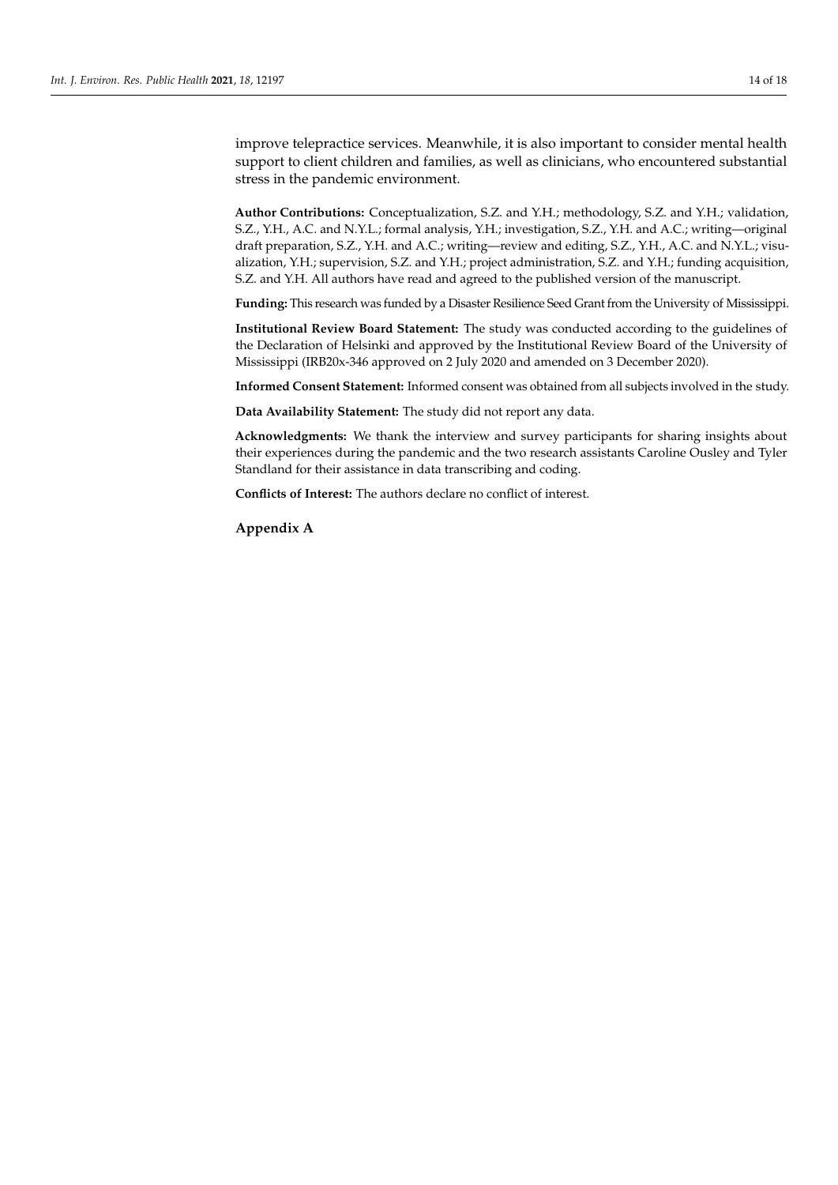improve telepractice services. Meanwhile, it is also important to consider mental health support to client children and families, as well as clinicians, who encountered substantial stress in the pandemic environment.

**Author Contributions:** Conceptualization, S.Z. and Y.H.; methodology, S.Z. and Y.H.; validation, S.Z., Y.H., A.C. and N.Y.L.; formal analysis, Y.H.; investigation, S.Z., Y.H. and A.C.; writing—original draft preparation, S.Z., Y.H. and A.C.; writing—review and editing, S.Z., Y.H., A.C. and N.Y.L.; visualization, Y.H.; supervision, S.Z. and Y.H.; project administration, S.Z. and Y.H.; funding acquisition, S.Z. and Y.H. All authors have read and agreed to the published version of the manuscript.

**Funding:** This research was funded by a Disaster Resilience Seed Grant from the University of Mississippi.

**Institutional Review Board Statement:** The study was conducted according to the guidelines of the Declaration of Helsinki and approved by the Institutional Review Board of the University of Mississippi (IRB20x-346 approved on 2 July 2020 and amended on 3 December 2020).

**Informed Consent Statement:** Informed consent was obtained from all subjects involved in the study.

**Data Availability Statement:** The study did not report any data.

**Acknowledgments:** We thank the interview and survey participants for sharing insights about their experiences during the pandemic and the two research assistants Caroline Ousley and Tyler Standland for their assistance in data transcribing and coding.

**Conflicts of Interest:** The authors declare no conflict of interest.

## Appendix A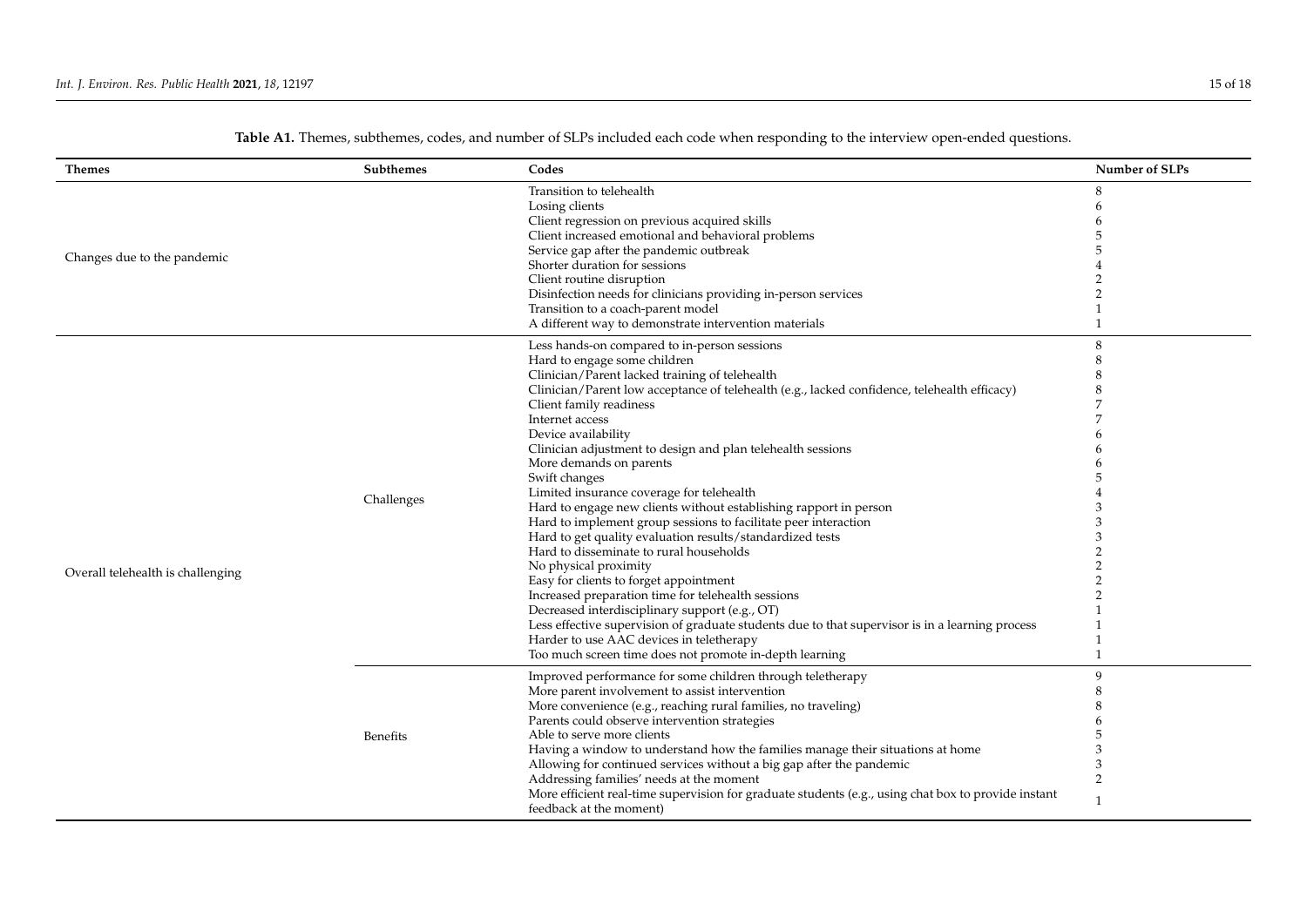**Table A1.** Themes, subthemes, codes, and number of SLPs included each code when responding to the interview open-ended questions.

| Themes | Subthemes | Codes | Number of SLPs |
|---|---|---|---|
| Changes due to the pandemic | | Transition to telehealth | 8 |
| | | Losing clients | 6 |
| | | Client regression on previous acquired skills | 6 |
| | | Client increased emotional and behavioral problems | 5 |
| | | Service gap after the pandemic outbreak | 5 |
| | | Shorter duration for sessions | 4 |
| | | Client routine disruption | 2 |
| | | Disinfection needs for clinicians providing in-person services | 2 |
| | | Transition to a coach-parent model | 1 |
| | | A different way to demonstrate intervention materials | 1 |
| Overall telehealth is challenging | Challenges | Less hands-on compared to in-person sessions | 8 |
| | | Hard to engage some children | 8 |
| | | Clinician/Parent lacked training of telehealth | 8 |
| | | Clinician/Parent low acceptance of telehealth (e.g., lacked confidence, telehealth efficacy) | 8 |
| | | Client family readiness | 7 |
| | | Internet access | 7 |
| | | Device availability | 6 |
| | | Clinician adjustment to design and plan telehealth sessions | 6 |
| | | More demands on parents | 6 |
| | | Swift changes | 5 |
| | | Limited insurance coverage for telehealth | 4 |
| | | Hard to engage new clients without establishing rapport in person | 3 |
| | | Hard to implement group sessions to facilitate peer interaction | 3 |
| | | Hard to get quality evaluation results/standardized tests | 3 |
| | | Hard to disseminate to rural households | 2 |
| | | No physical proximity | 2 |
| | | Easy for clients to forget appointment | 2 |
| | | Increased preparation time for telehealth sessions | 2 |
| | | Decreased interdisciplinary support (e.g., OT) | 1 |
| | | Less effective supervision of graduate students due to that supervisor is in a learning process | 1 |
| | | Harder to use AAC devices in teletherapy | 1 |
| | | Too much screen time does not promote in-depth learning | 1 |
| | Benefits | Improved performance for some children through teletherapy | 9 |
| | | More parent involvement to assist intervention | 8 |
| | | More convenience (e.g., reaching rural families, no traveling) | 8 |
| | | Parents could observe intervention strategies | 6 |
| | | Able to serve more clients | 5 |
| | | Having a window to understand how the families manage their situations at home | 3 |
| | | Allowing for continued services without a big gap after the pandemic | 3 |
| | | Addressing families' needs at the moment | 2 |
| | | More efficient real-time supervision for graduate students (e.g., using chat box to provide instant feedback at the moment) | 1 |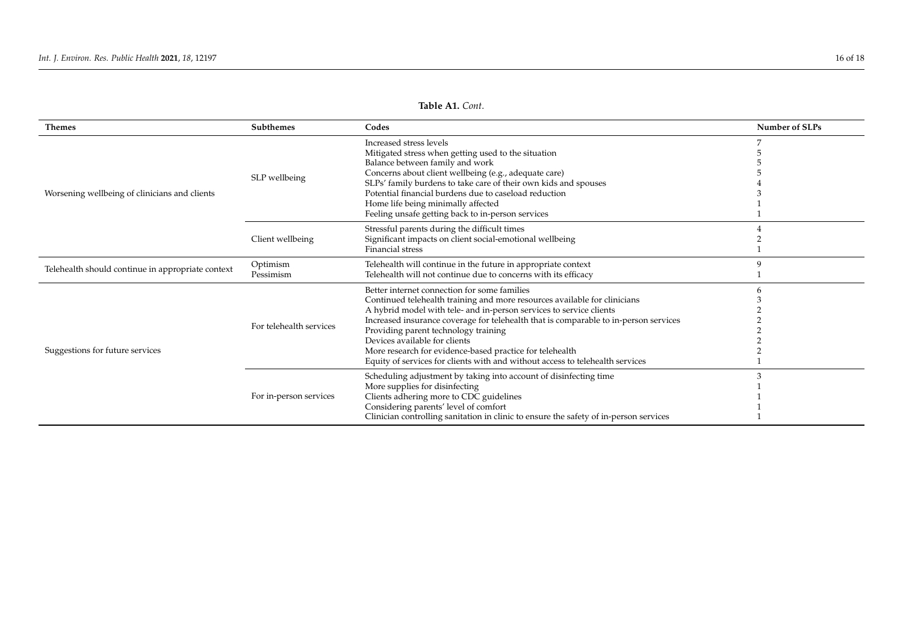**Table A1.** *Cont.*

| Themes | Subthemes | Codes | Number of SLPs |
|---|---|---|---|
| Worsening wellbeing of clinicians and clients | SLP wellbeing | Increased stress levels | 7 |
| | | Mitigated stress when getting used to the situation | 5 |
| | | Balance between family and work | 5 |
| | | Concerns about client wellbeing (e.g., adequate care) | 5 |
| | | SLPs' family burdens to take care of their own kids and spouses | 4 |
| | | Potential financial burdens due to caseload reduction | 3 |
| | | Home life being minimally affected | 1 |
| | | Feeling unsafe getting back to in-person services | 1 |
| | Client wellbeing | Stressful parents during the difficult times | 4 |
| | | Significant impacts on client social-emotional wellbeing | 2 |
| | | Financial stress | 1 |
| Telehealth should continue in appropriate context | Optimism | Telehealth will continue in the future in appropriate context | 9 |
| | Pessimism | Telehealth will not continue due to concerns with its efficacy | 1 |
| Suggestions for future services | For telehealth services | Better internet connection for some families | 6 |
| | | Continued telehealth training and more resources available for clinicians | 3 |
| | | A hybrid model with tele- and in-person services to service clients | 2 |
| | | Increased insurance coverage for telehealth that is comparable to in-person services | 2 |
| | | Providing parent technology training | 2 |
| | | Devices available for clients | 2 |
| | | More research for evidence-based practice for telehealth | 2 |
| | | Equity of services for clients with and without access to telehealth services | 1 |
| | For in-person services | Scheduling adjustment by taking into account of disinfecting time | 3 |
| | | More supplies for disinfecting | 1 |
| | | Clients adhering more to CDC guidelines | 1 |
| | | Considering parents' level of comfort | 1 |
| | | Clinician controlling sanitation in clinic to ensure the safety of in-person services | 1 |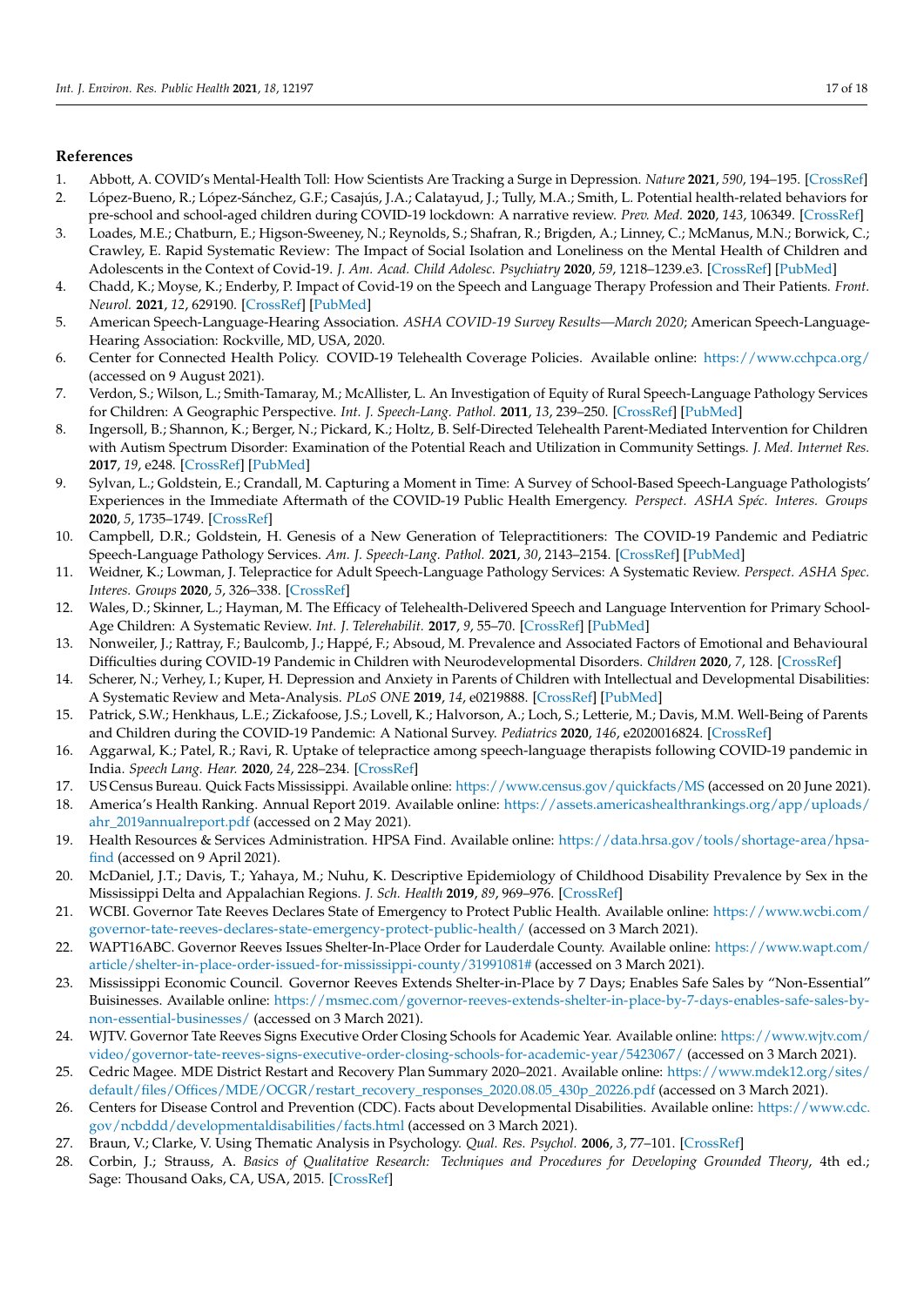## References

1. Abbott, A. COVID's Mental-Health Toll: How Scientists Are Tracking a Surge in Depression. *Nature* **2021**, *590*, 194–195. [CrossRef]
2. López-Bueno, R.; López-Sánchez, G.F.; Casajús, J.A.; Calatayud, J.; Tully, M.A.; Smith, L. Potential health-related behaviors for pre-school and school-aged children during COVID-19 lockdown: A narrative review. *Prev. Med.* **2020**, *143*, 106349. [CrossRef]
3. Loades, M.E.; Chatburn, E.; Higson-Sweeney, N.; Reynolds, S.; Shafran, R.; Brigden, A.; Linney, C.; McManus, M.N.; Borwick, C.; Crawley, E. Rapid Systematic Review: The Impact of Social Isolation and Loneliness on the Mental Health of Children and Adolescents in the Context of Covid-19. *J. Am. Acad. Child Adolesc. Psychiatry* **2020**, *59*, 1218–1239.e3. [CrossRef] [PubMed]
4. Chadd, K.; Moyse, K.; Enderby, P. Impact of Covid-19 on the Speech and Language Therapy Profession and Their Patients. *Front. Neurol.* **2021**, *12*, 629190. [CrossRef] [PubMed]
5. American Speech-Language-Hearing Association. *ASHA COVID-19 Survey Results—March 2020*; American Speech-Language-Hearing Association: Rockville, MD, USA, 2020.
6. Center for Connected Health Policy. COVID-19 Telehealth Coverage Policies. Available online: https://www.cchpca.org/ (accessed on 9 August 2021).
7. Verdon, S.; Wilson, L.; Smith-Tamaray, M.; McAllister, L. An Investigation of Equity of Rural Speech-Language Pathology Services for Children: A Geographic Perspective. *Int. J. Speech-Lang. Pathol.* **2011**, *13*, 239–250. [CrossRef] [PubMed]
8. Ingersoll, B.; Shannon, K.; Berger, N.; Pickard, K.; Holtz, B. Self-Directed Telehealth Parent-Mediated Intervention for Children with Autism Spectrum Disorder: Examination of the Potential Reach and Utilization in Community Settings. *J. Med. Internet Res.* **2017**, *19*, e248. [CrossRef] [PubMed]
9. Sylvan, L.; Goldstein, E.; Crandall, M. Capturing a Moment in Time: A Survey of School-Based Speech-Language Pathologists' Experiences in the Immediate Aftermath of the COVID-19 Public Health Emergency. *Perspect. ASHA Spéc. Interes. Groups* **2020**, *5*, 1735–1749. [CrossRef]
10. Campbell, D.R.; Goldstein, H. Genesis of a New Generation of Telepractitioners: The COVID-19 Pandemic and Pediatric Speech-Language Pathology Services. *Am. J. Speech-Lang. Pathol.* **2021**, *30*, 2143–2154. [CrossRef] [PubMed]
11. Weidner, K.; Lowman, J. Telepractice for Adult Speech-Language Pathology Services: A Systematic Review. *Perspect. ASHA Spec. Interes. Groups* **2020**, *5*, 326–338. [CrossRef]
12. Wales, D.; Skinner, L.; Hayman, M. The Efficacy of Telehealth-Delivered Speech and Language Intervention for Primary School-Age Children: A Systematic Review. *Int. J. Telerehabilit.* **2017**, *9*, 55–70. [CrossRef] [PubMed]
13. Nonweiler, J.; Rattray, F.; Baulcomb, J.; Happé, F.; Absoud, M. Prevalence and Associated Factors of Emotional and Behavioural Difficulties during COVID-19 Pandemic in Children with Neurodevelopmental Disorders. *Children* **2020**, *7*, 128. [CrossRef]
14. Scherer, N.; Verhey, I.; Kuper, H. Depression and Anxiety in Parents of Children with Intellectual and Developmental Disabilities: A Systematic Review and Meta-Analysis. *PLoS ONE* **2019**, *14*, e0219888. [CrossRef] [PubMed]
15. Patrick, S.W.; Henkhaus, L.E.; Zickafoose, J.S.; Lovell, K.; Halvorson, A.; Loch, S.; Letterie, M.; Davis, M.M. Well-Being of Parents and Children during the COVID-19 Pandemic: A National Survey. *Pediatrics* **2020**, *146*, e2020016824. [CrossRef]
16. Aggarwal, K.; Patel, R.; Ravi, R. Uptake of telepractice among speech-language therapists following COVID-19 pandemic in India. *Speech Lang. Hear.* **2020**, *24*, 228–234. [CrossRef]
17. US Census Bureau. Quick Facts Mississippi. Available online: https://www.census.gov/quickfacts/MS (accessed on 20 June 2021).
18. America's Health Ranking. Annual Report 2019. Available online: https://assets.americashealthrankings.org/app/uploads/ahr_2019annualreport.pdf (accessed on 2 May 2021).
19. Health Resources & Services Administration. HPSA Find. Available online: https://data.hrsa.gov/tools/shortage-area/hpsa-find (accessed on 9 April 2021).
20. McDaniel, J.T.; Davis, T.; Yahaya, M.; Nuhu, K. Descriptive Epidemiology of Childhood Disability Prevalence by Sex in the Mississippi Delta and Appalachian Regions. *J. Sch. Health* **2019**, *89*, 969–976. [CrossRef]
21. WCBI. Governor Tate Reeves Declares State of Emergency to Protect Public Health. Available online: https://www.wcbi.com/governor-tate-reeves-declares-state-emergency-protect-public-health/ (accessed on 3 March 2021).
22. WAPT16ABC. Governor Reeves Issues Shelter-In-Place Order for Lauderdale County. Available online: https://www.wapt.com/article/shelter-in-place-order-issued-for-mississippi-county/31991081# (accessed on 3 March 2021).
23. Mississippi Economic Council. Governor Reeves Extends Shelter-in-Place by 7 Days; Enables Safe Sales by "Non-Essential" Buisinesses. Available online: https://msmec.com/governor-reeves-extends-shelter-in-place-by-7-days-enables-safe-sales-by-non-essential-businesses/ (accessed on 3 March 2021).
24. WJTV. Governor Tate Reeves Signs Executive Order Closing Schools for Academic Year. Available online: https://www.wjtv.com/video/governor-tate-reeves-signs-executive-order-closing-schools-for-academic-year/5423067/ (accessed on 3 March 2021).
25. Cedric Magee. MDE District Restart and Recovery Plan Summary 2020–2021. Available online: https://www.mdek12.org/sites/default/files/Offices/MDE/OCGR/restart_recovery_responses_2020.08.05_430p_20226.pdf (accessed on 3 March 2021).
26. Centers for Disease Control and Prevention (CDC). Facts about Developmental Disabilities. Available online: https://www.cdc.gov/ncbddd/developmentaldisabilities/facts.html (accessed on 3 March 2021).
27. Braun, V.; Clarke, V. Using Thematic Analysis in Psychology. *Qual. Res. Psychol.* **2006**, *3*, 77–101. [CrossRef]
28. Corbin, J.; Strauss, A. *Basics of Qualitative Research: Techniques and Procedures for Developing Grounded Theory*, 4th ed.; Sage: Thousand Oaks, CA, USA, 2015. [CrossRef]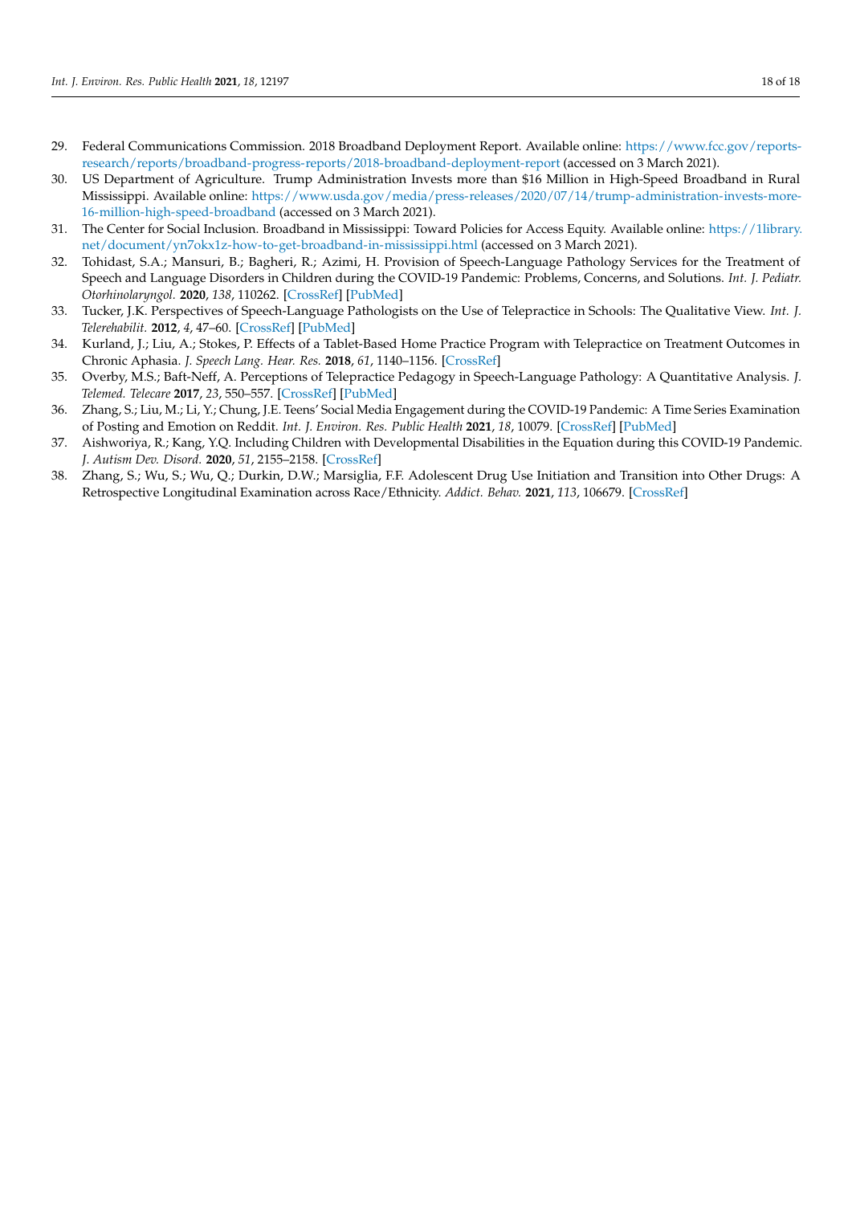29. Federal Communications Commission. 2018 Broadband Deployment Report. Available online: https://www.fcc.gov/reports-research/reports/broadband-progress-reports/2018-broadband-deployment-report (accessed on 3 March 2021).
30. US Department of Agriculture. Trump Administration Invests more than $16 Million in High-Speed Broadband in Rural Mississippi. Available online: https://www.usda.gov/media/press-releases/2020/07/14/trump-administration-invests-more-16-million-high-speed-broadband (accessed on 3 March 2021).
31. The Center for Social Inclusion. Broadband in Mississippi: Toward Policies for Access Equity. Available online: https://1library.net/document/yn7okx1z-how-to-get-broadband-in-mississippi.html (accessed on 3 March 2021).
32. Tohidast, S.A.; Mansuri, B.; Bagheri, R.; Azimi, H. Provision of Speech-Language Pathology Services for the Treatment of Speech and Language Disorders in Children during the COVID-19 Pandemic: Problems, Concerns, and Solutions. *Int. J. Pediatr. Otorhinolaryngol.* **2020**, *138*, 110262. [CrossRef] [PubMed]
33. Tucker, J.K. Perspectives of Speech-Language Pathologists on the Use of Telepractice in Schools: The Qualitative View. *Int. J. Telerehabilit.* **2012**, *4*, 47–60. [CrossRef] [PubMed]
34. Kurland, J.; Liu, A.; Stokes, P. Effects of a Tablet-Based Home Practice Program with Telepractice on Treatment Outcomes in Chronic Aphasia. *J. Speech Lang. Hear. Res.* **2018**, *61*, 1140–1156. [CrossRef]
35. Overby, M.S.; Baft-Neff, A. Perceptions of Telepractice Pedagogy in Speech-Language Pathology: A Quantitative Analysis. *J. Telemed. Telecare* **2017**, *23*, 550–557. [CrossRef] [PubMed]
36. Zhang, S.; Liu, M.; Li, Y.; Chung, J.E. Teens' Social Media Engagement during the COVID-19 Pandemic: A Time Series Examination of Posting and Emotion on Reddit. *Int. J. Environ. Res. Public Health* **2021**, *18*, 10079. [CrossRef] [PubMed]
37. Aishworiya, R.; Kang, Y.Q. Including Children with Developmental Disabilities in the Equation during this COVID-19 Pandemic. *J. Autism Dev. Disord.* **2020**, *51*, 2155–2158. [CrossRef]
38. Zhang, S.; Wu, S.; Wu, Q.; Durkin, D.W.; Marsiglia, F.F. Adolescent Drug Use Initiation and Transition into Other Drugs: A Retrospective Longitudinal Examination across Race/Ethnicity. *Addict. Behav.* **2021**, *113*, 106679. [CrossRef]